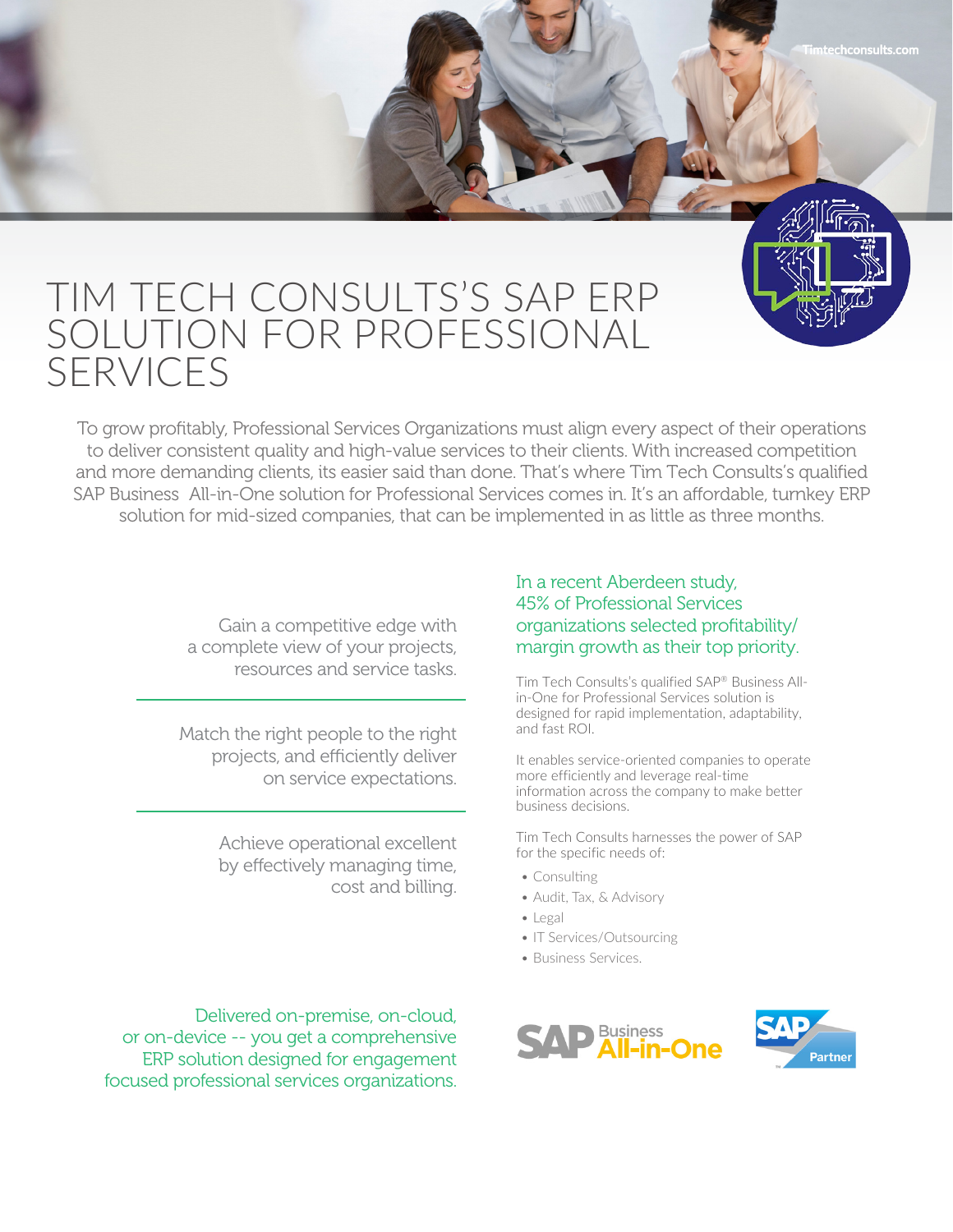# TIM TECH CONSULTS'S SAP ERP SOLUTION FOR PROFESSIONAL SERVICES

To grow profitably, Professional Services Organizations must align every aspect of their operations to deliver consistent quality and high-value services to their clients. With increased competition and more demanding clients, its easier said than done. That's where Tim Tech Consults's qualified SAP Business All-in-One solution for Professional Services comes in. It's an affordable, turnkey ERP solution for mid-sized companies, that can be implemented in as little as three months.

Gain a competitive edge with a complete view of your projects, resources and service tasks.

---

Match the right people to the right projects, and efficiently deliver on service expectations.

---

Achieve operational excellent by effectively managing time, cost and billing.

Delivered on-premise, on-cloud, or on-device -- you get a comprehensive ERP solution designed for engagement focused professional services organizations.

In a recent Aberdeen study, 45% of Professional Services organizations selected profitability/ margin growth as their top priority.

Tim Tech Consults's qualified SAP® Business All-in-One for Professional Services solution is designed for rapid implementation, adaptability, and fast ROI.

It enables service-oriented companies to operate more efficiently and leverage real-time information across the company to make better business decisions.

Tim Tech Consults harnesses the power of SAP for the specific needs of:

- Consulting
- Audit, Tax, & Advisory
- Legal
- IT Services/Outsourcing
- Business Services.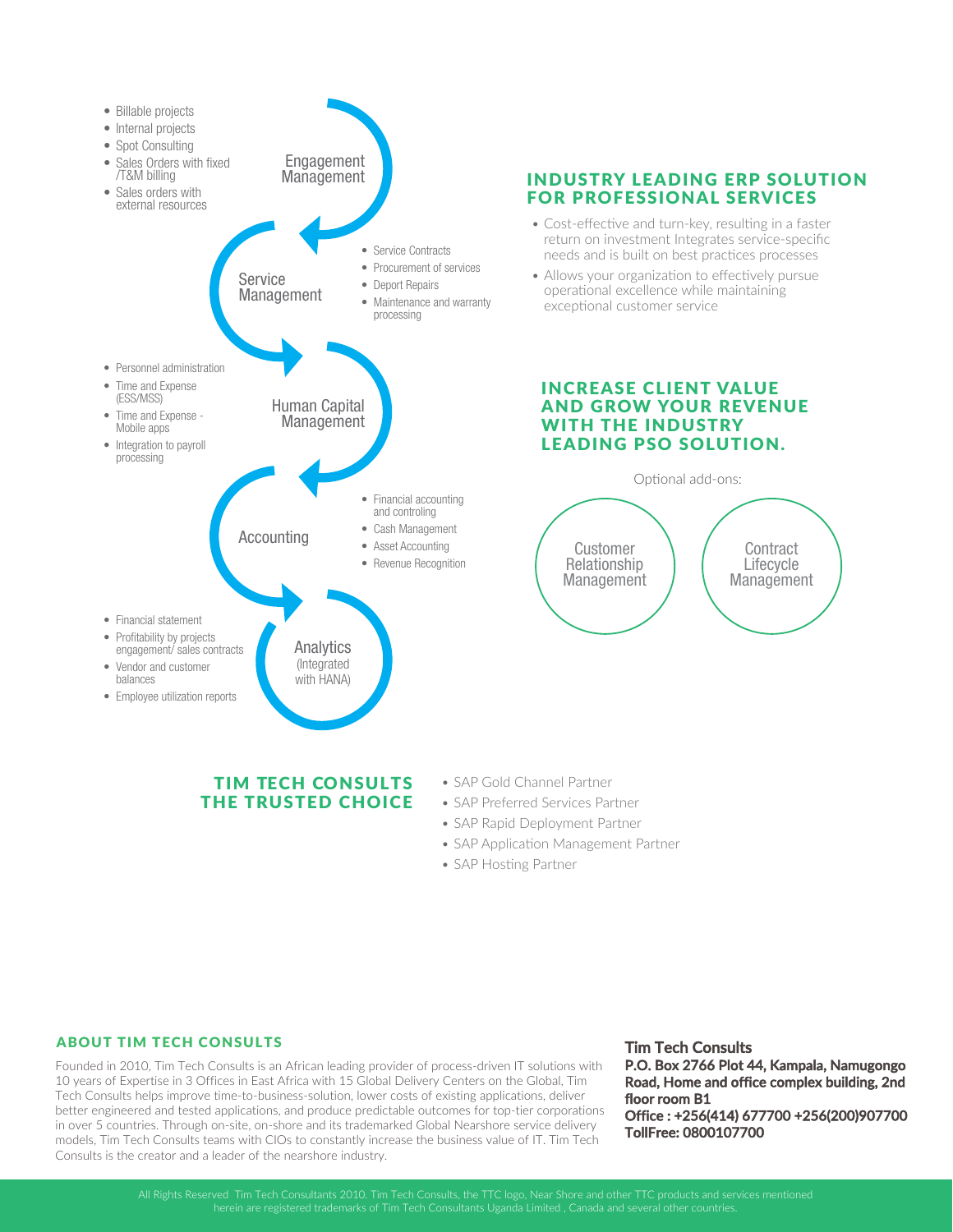Engagement Management

- Billable projects
- Internal projects
- Spot Consulting
- Sales Orders with fixed /T&M billing
- Sales orders with external resources

Service Management

- Service Contracts
- Procurement of services
- Deport Repairs
- Maintenance and warranty processing

Human Capital Management

- Personnel administration
- Time and Expense (ESS/MSS)
- Time and Expense - Mobile apps
- Integration to payroll processing

Accounting

- Financial accounting and controling
- Cash Management
- Asset Accounting
- Revenue Recognition

Analytics (Integrated with HANA)

- Financial statement
- Profitability by projects engagement/ sales contracts
- Vendor and customer balances
- Employee utilization reports

## INDUSTRY LEADING ERP SOLUTION FOR PROFESSIONAL SERVICES

- Cost-effective and turn-key, resulting in a faster return on investment Integrates service-specific needs and is built on best practices processes
- Allows your organization to effectively pursue operational excellence while maintaining exceptional customer service

## INCREASE CLIENT VALUE AND GROW YOUR REVENUE WITH THE INDUSTRY LEADING PSO SOLUTION.

Optional add-ons:

Customer Relationship Management

Contract Lifecycle Management

## TIM TECH CONSULTS THE TRUSTED CHOICE

- SAP Gold Channel Partner
- SAP Preferred Services Partner
- SAP Rapid Deployment Partner
- SAP Application Management Partner
- SAP Hosting Partner

## ABOUT TIM TECH CONSULTS

Founded in 2010, Tim Tech Consults is an African leading provider of process-driven IT solutions with 10 years of Expertise in 3 Offices in East Africa with 15 Global Delivery Centers on the Global, Tim Tech Consults helps improve time-to-business-solution, lower costs of existing applications, deliver better engineered and tested applications, and produce predictable outcomes for top-tier corporations in over 5 countries. Through on-site, on-shore and its trademarked Global Nearshore service delivery models, Tim Tech Consults teams with CIOs to constantly increase the business value of IT. Tim Tech Consults is the creator and a leader of the nearshore industry.

**Tim Tech Consults**
**P.O. Box 2766 Plot 44, Kampala, Namugongo Road, Home and office complex building, 2nd floor room B1**
**Office : +256(414) 677700 +256(200)907700**
**TollFree: 0800107700**

All Rights Reserved Tim Tech Consultants 2010. Tim Tech Consults, the TTC logo, Near Shore and other TTC products and services mentioned herein are registered trademarks of Tim Tech Consultants Uganda Limited , Canada and several other countries.